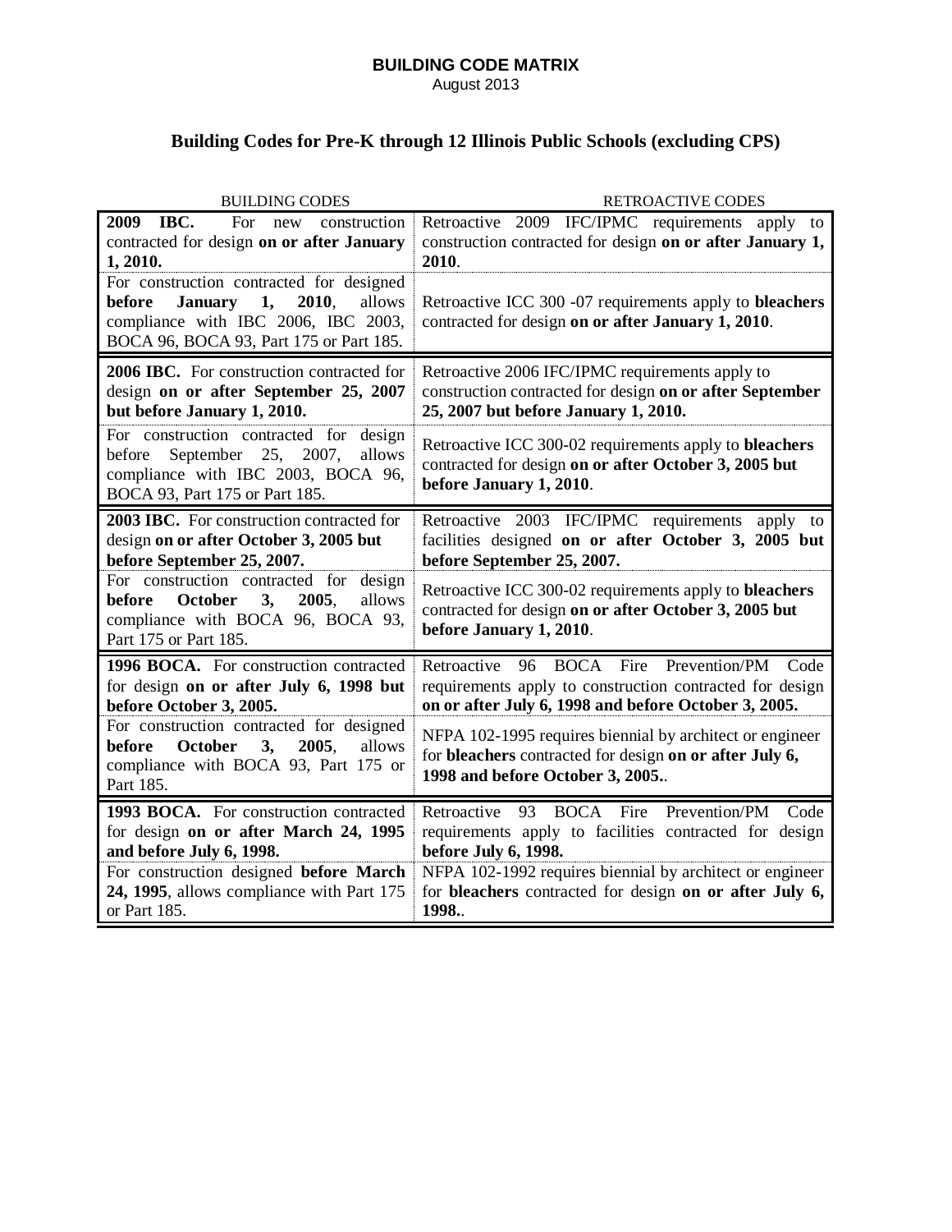**BUILDING CODE MATRIX**

August 2013

## Building Codes for Pre-K through 12 Illinois Public Schools (excluding CPS)

| BUILDING CODES | RETROACTIVE CODES |
|---|---|
| **2009 IBC.** For new construction contracted for design **on or after January 1, 2010.** | Retroactive 2009 IFC/IPMC requirements apply to construction contracted for design **on or after January 1, 2010**. |
| For construction contracted for designed **before January 1, 2010**, allows compliance with IBC 2006, IBC 2003, BOCA 96, BOCA 93, Part 175 or Part 185. | Retroactive ICC 300 -07 requirements apply to **bleachers** contracted for design **on or after January 1, 2010**. |
| **2006 IBC.** For construction contracted for design **on or after September 25, 2007 but before January 1, 2010.** | Retroactive 2006 IFC/IPMC requirements apply to construction contracted for design **on or after September 25, 2007 but before January 1, 2010.** |
| For construction contracted for design before September 25, 2007, allows compliance with IBC 2003, BOCA 96, BOCA 93, Part 175 or Part 185. | Retroactive ICC 300-02 requirements apply to **bleachers** contracted for design **on or after October 3, 2005 but before January 1, 2010**. |
| **2003 IBC.** For construction contracted for design **on or after October 3, 2005 but before September 25, 2007.** | Retroactive 2003 IFC/IPMC requirements apply to facilities designed **on or after October 3, 2005 but before September 25, 2007.** |
| For construction contracted for design **before October 3, 2005**, allows compliance with BOCA 96, BOCA 93, Part 175 or Part 185. | Retroactive ICC 300-02 requirements apply to **bleachers** contracted for design **on or after October 3, 2005 but before January 1, 2010**. |
| **1996 BOCA.** For construction contracted for design **on or after July 6, 1998 but before October 3, 2005.** | Retroactive 96 BOCA Fire Prevention/PM Code requirements apply to construction contracted for design **on or after July 6, 1998 and before October 3, 2005.** |
| For construction contracted for designed **before October 3, 2005**, allows compliance with BOCA 93, Part 175 or Part 185. | NFPA 102-1995 requires biennial by architect or engineer for **bleachers** contracted for design **on or after July 6, 1998 and before October 3, 2005.**. |
| **1993 BOCA.** For construction contracted for design **on or after March 24, 1995 and before July 6, 1998.** | Retroactive 93 BOCA Fire Prevention/PM Code requirements apply to facilities contracted for design **before July 6, 1998.** |
| For construction designed **before March 24, 1995**, allows compliance with Part 175 or Part 185. | NFPA 102-1992 requires biennial by architect or engineer for **bleachers** contracted for design **on or after July 6, 1998.**. |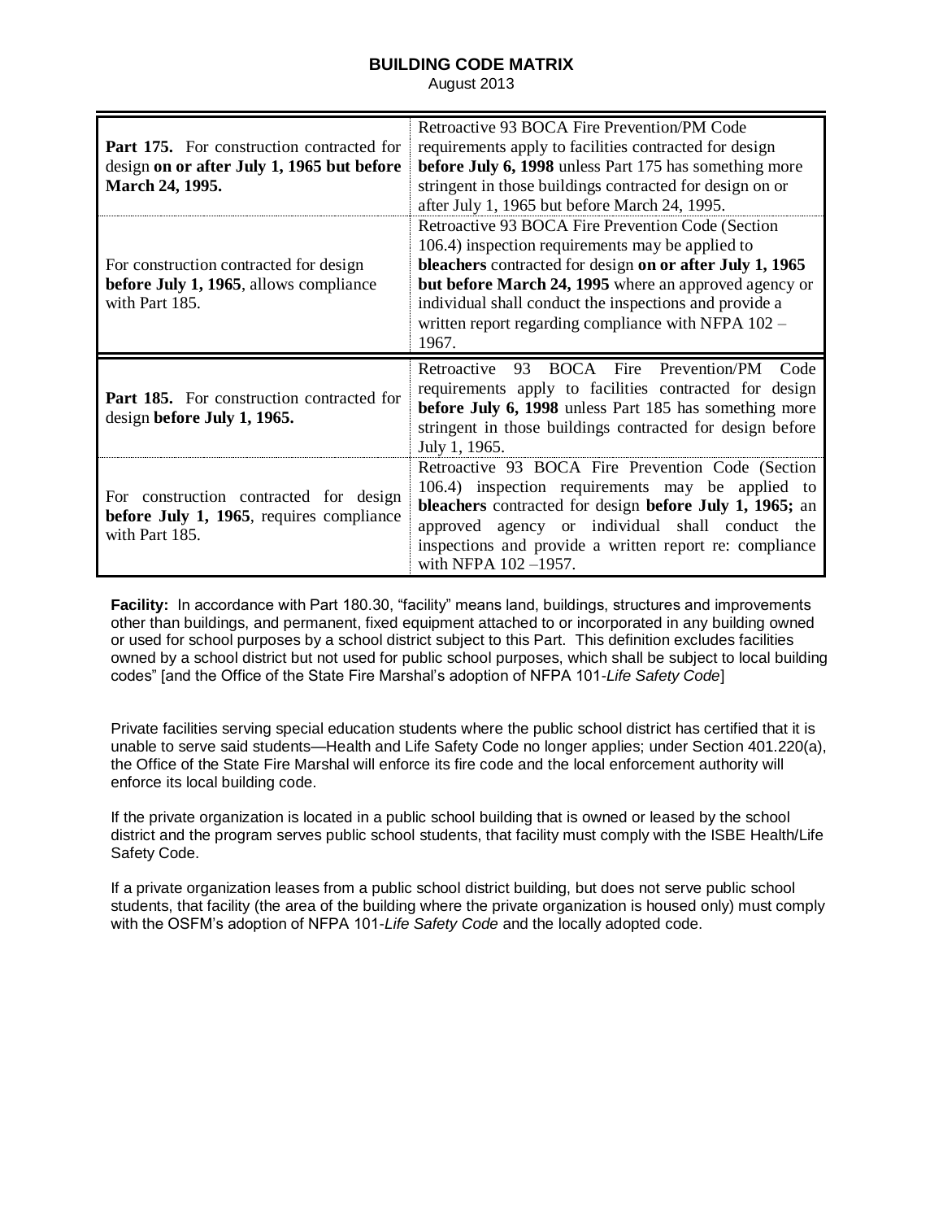# BUILDING CODE MATRIX

August 2013

| | |
|---|---|
| **Part 175.** For construction contracted for design **on or after July 1, 1965 but before March 24, 1995.** | Retroactive 93 BOCA Fire Prevention/PM Code requirements apply to facilities contracted for design **before July 6, 1998** unless Part 175 has something more stringent in those buildings contracted for design on or after July 1, 1965 but before March 24, 1995. |
| For construction contracted for design **before July 1, 1965**, allows compliance with Part 185. | Retroactive 93 BOCA Fire Prevention Code (Section 106.4) inspection requirements may be applied to **bleachers** contracted for design **on or after July 1, 1965 but before March 24, 1995** where an approved agency or individual shall conduct the inspections and provide a written report regarding compliance with NFPA 102 – 1967. |
| **Part 185.** For construction contracted for design **before July 1, 1965.** | Retroactive 93 BOCA Fire Prevention/PM Code requirements apply to facilities contracted for design **before July 6, 1998** unless Part 185 has something more stringent in those buildings contracted for design before July 1, 1965. |
| For construction contracted for design **before July 1, 1965**, requires compliance with Part 185. | Retroactive 93 BOCA Fire Prevention Code (Section 106.4) inspection requirements may be applied to **bleachers** contracted for design **before July 1, 1965;** an approved agency or individual shall conduct the inspections and provide a written report re: compliance with NFPA 102 –1957. |

**Facility:** In accordance with Part 180.30, "facility" means land, buildings, structures and improvements other than buildings, and permanent, fixed equipment attached to or incorporated in any building owned or used for school purposes by a school district subject to this Part. This definition excludes facilities owned by a school district but not used for public school purposes, which shall be subject to local building codes" [and the Office of the State Fire Marshal's adoption of NFPA 101-*Life Safety Code*]

Private facilities serving special education students where the public school district has certified that it is unable to serve said students—Health and Life Safety Code no longer applies; under Section 401.220(a), the Office of the State Fire Marshal will enforce its fire code and the local enforcement authority will enforce its local building code.

If the private organization is located in a public school building that is owned or leased by the school district and the program serves public school students, that facility must comply with the ISBE Health/Life Safety Code.

If a private organization leases from a public school district building, but does not serve public school students, that facility (the area of the building where the private organization is housed only) must comply with the OSFM's adoption of NFPA 101-*Life Safety Code* and the locally adopted code.